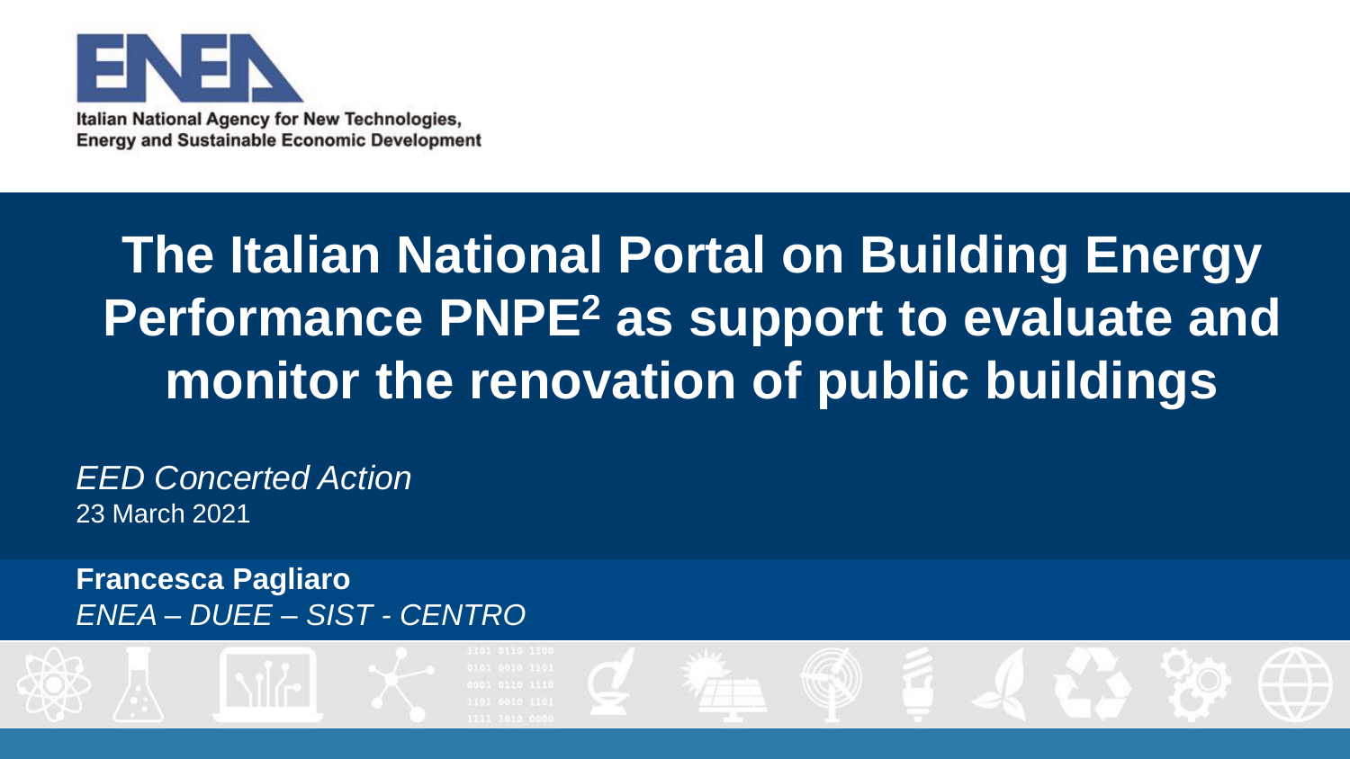Italian National Agency for New Technologies, Energy and Sustainable Economic Development

# The Italian National Portal on Building Energy Performance PNPE$^2$ as support to evaluate and monitor the renovation of public buildings

*EED Concerted Action*
23 March 2021

**Francesca Pagliaro**
*ENEA – DUEE – SIST - CENTRO*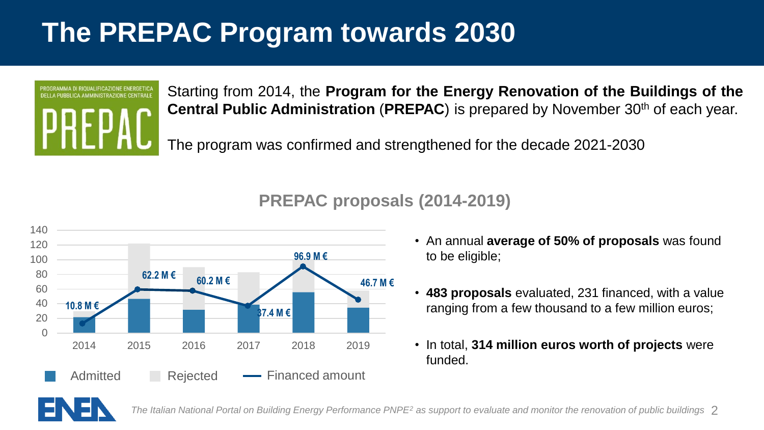# The PREPAC Program towards 2030

Starting from 2014, the **Program for the Energy Renovation of the Buildings of the Central Public Administration** (**PREPAC**) is prepared by November 30th of each year.

The program was confirmed and strengthened for the decade 2021-2030

## PREPAC proposals (2014-2019)

| Year | Financed amount |
|---|---|
| 2014 | 10.8 M € |
| 2015 | 62.2 M € |
| 2016 | 60.2 M € |
| 2017 | 37.4 M € |
| 2018 | 96.9 M € |
| 2019 | 46.7 M € |

Admitted | Rejected | Financed amount

- An annual **average of 50% of proposals** was found to be eligible;
- **483 proposals** evaluated, 231 financed, with a value ranging from a few thousand to a few million euros;
- In total, **314 million euros worth of projects** were funded.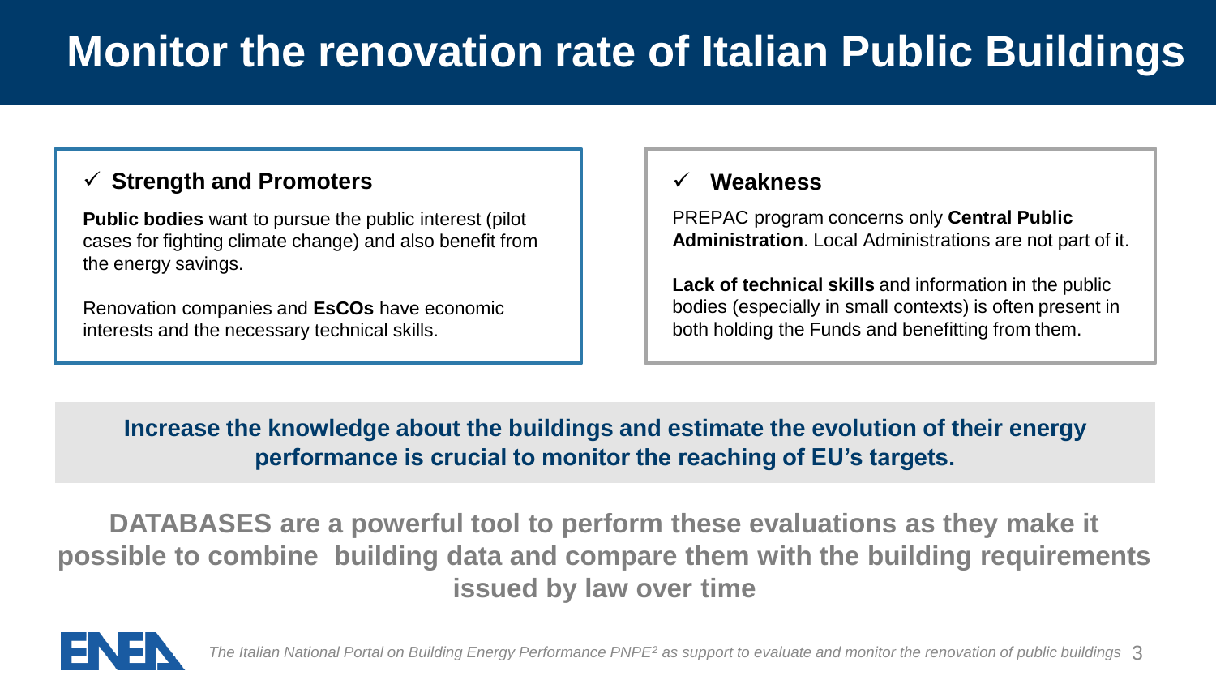# Monitor the renovation rate of Italian Public Buildings

### ✓ Strength and Promoters

**Public bodies** want to pursue the public interest (pilot cases for fighting climate change) and also benefit from the energy savings.

Renovation companies and **EsCOs** have economic interests and the necessary technical skills.

### ✓ Weakness

PREPAC program concerns only **Central Public Administration**. Local Administrations are not part of it.

**Lack of technical skills** and information in the public bodies (especially in small contexts) is often present in both holding the Funds and benefitting from them.

**Increase the knowledge about the buildings and estimate the evolution of their energy performance is crucial to monitor the reaching of EU's targets.**

**DATABASES are a powerful tool to perform these evaluations as they make it possible to combine building data and compare them with the building requirements issued by law over time**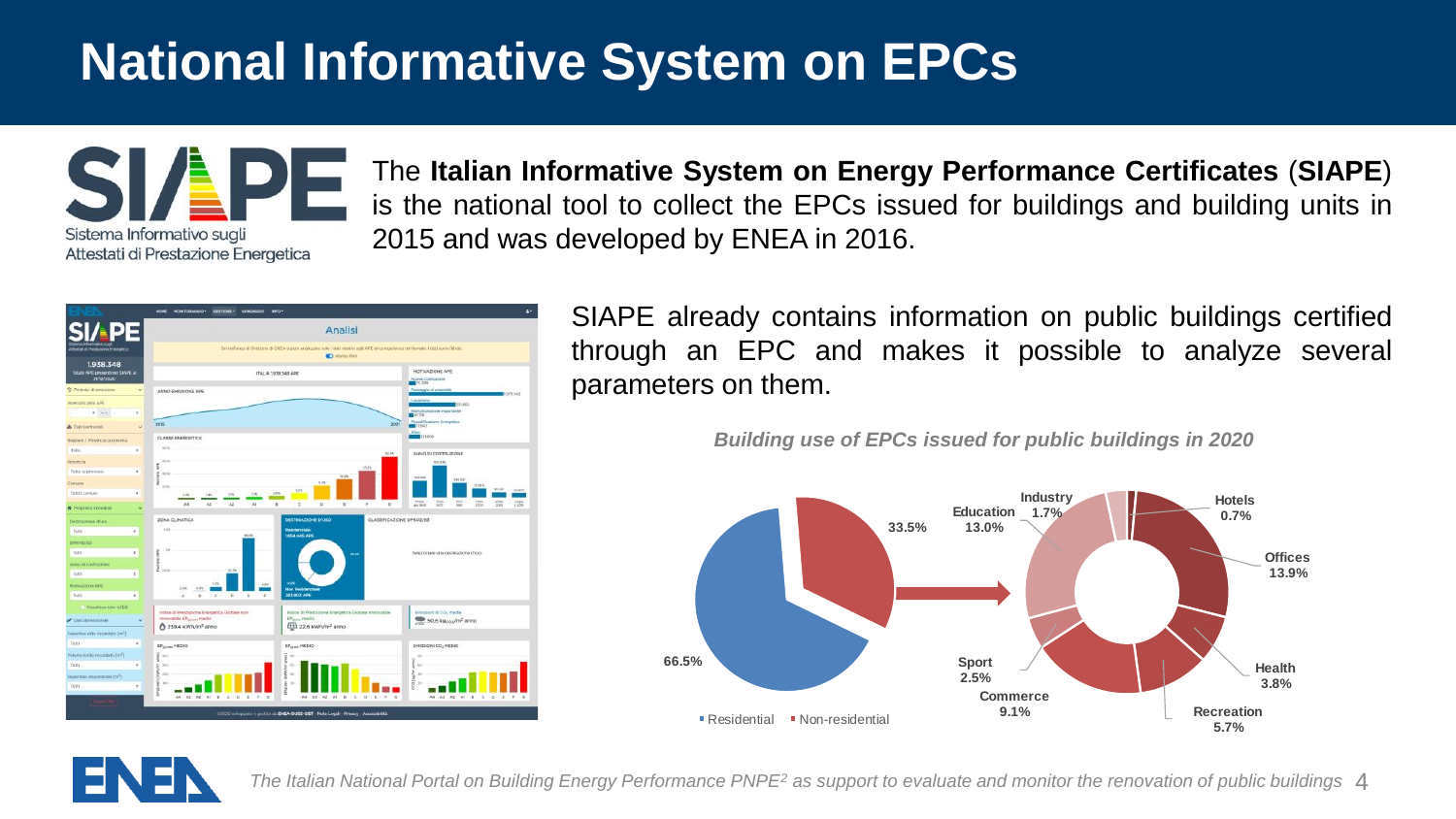# National Informative System on EPCs

The **Italian Informative System on Energy Performance Certificates** (**SIAPE**) is the national tool to collect the EPCs issued for buildings and building units in 2015 and was developed by ENEA in 2016.

SIAPE already contains information on public buildings certified through an EPC and makes it possible to analyze several parameters on them.

***Building use of EPCs issued for public buildings in 2020***

| Category | Share |
| --- | --- |
| Residential | 66.5% |
| Non-residential | 33.5% |

| Non-residential building use | Share |
| --- | --- |
| Hotels | 0.7% |
| Offices | 13.9% |
| Health | 3.8% |
| Recreation | 5.7% |
| Commerce | 9.1% |
| Sport | 2.5% |
| Education | 13.0% |
| Industry | 1.7% |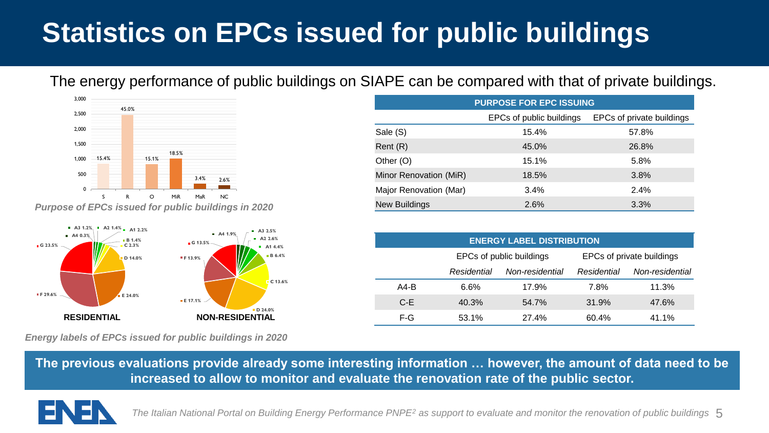# Statistics on EPCs issued for public buildings

The energy performance of public buildings on SIAPE can be compared with that of private buildings.

*Purpose of EPCs issued for public buildings in 2020*

| PURPOSE FOR EPC ISSUING | | |
|---|---|---|
| | EPCs of public buildings | EPCs of private buildings |
| Sale (S) | 15.4% | 57.8% |
| Rent (R) | 45.0% | 26.8% |
| Other (O) | 15.1% | 5.8% |
| Minor Renovation (MiR) | 18.5% | 3.8% |
| Major Renovation (Mar) | 3.4% | 2.4% |
| New Buildings | 2.6% | 3.3% |

*Energy labels of EPCs issued for public buildings in 2020*

| ENERGY LABEL DISTRIBUTION | | | | |
|---|---|---|---|---|
| | EPCs of public buildings | | EPCs of private buildings | |
| | *Residential* | *Non-residential* | *Residential* | *Non-residential* |
| A4-B | 6.6% | 17.9% | 7.8% | 11.3% |
| C-E | 40.3% | 54.7% | 31.9% | 47.6% |
| F-G | 53.1% | 27.4% | 60.4% | 41.1% |

**The previous evaluations provide already some interesting information … however, the amount of data need to be increased to allow to monitor and evaluate the renovation rate of the public sector.**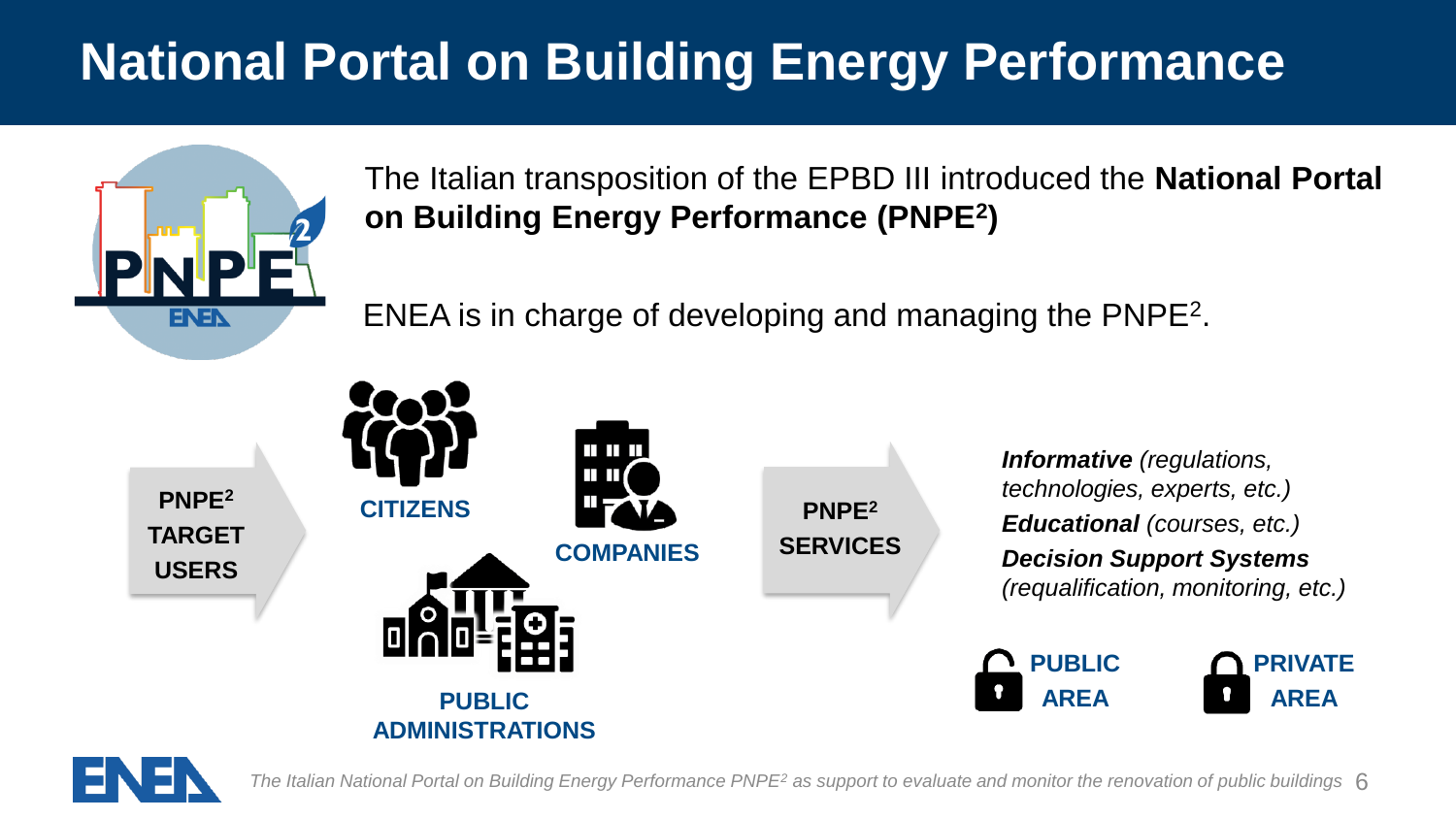# National Portal on Building Energy Performance

The Italian transposition of the EPBD III introduced the **National Portal on Building Energy Performance (PNPE²)**

ENEA is in charge of developing and managing the PNPE².

**PNPE² TARGET USERS**

- **CITIZENS**
- **COMPANIES**
- **PUBLIC ADMINISTRATIONS**

**PNPE² SERVICES**

- ***Informative*** *(regulations, technologies, experts, etc.)*
- ***Educational*** *(courses, etc.)*
- ***Decision Support Systems*** *(requalification, monitoring, etc.)*

**PUBLIC AREA** | **PRIVATE AREA**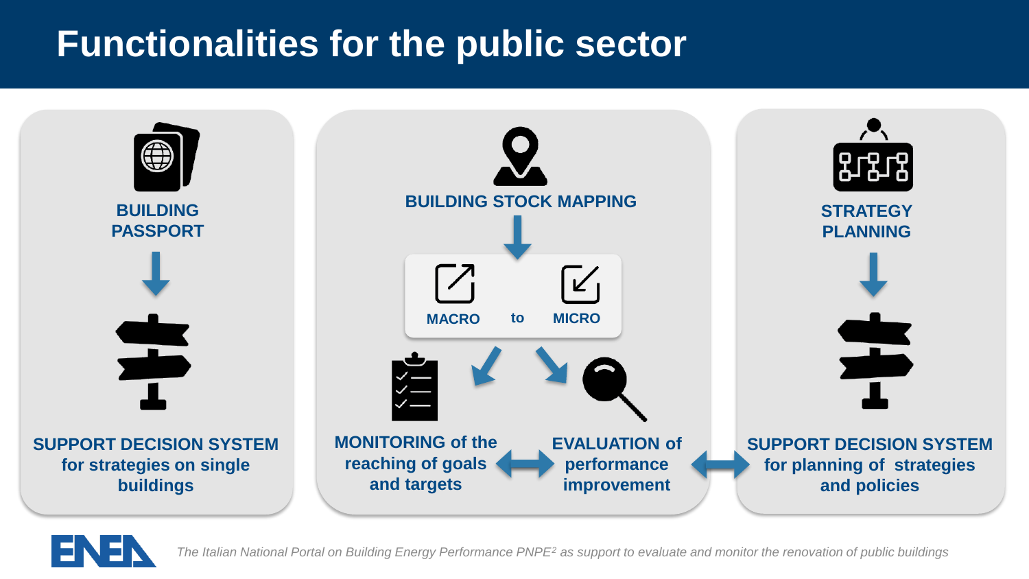# Functionalities for the public sector

**BUILDING PASSPORT**

**SUPPORT DECISION SYSTEM for strategies on single buildings**

**BUILDING STOCK MAPPING**

**MACRO** to **MICRO**

**MONITORING of the reaching of goals and targets**

**EVALUATION of performance improvement**

**STRATEGY PLANNING**

**SUPPORT DECISION SYSTEM for planning of strategies and policies**

*The Italian National Portal on Building Energy Performance PNPE[2] as support to evaluate and monitor the renovation of public buildings*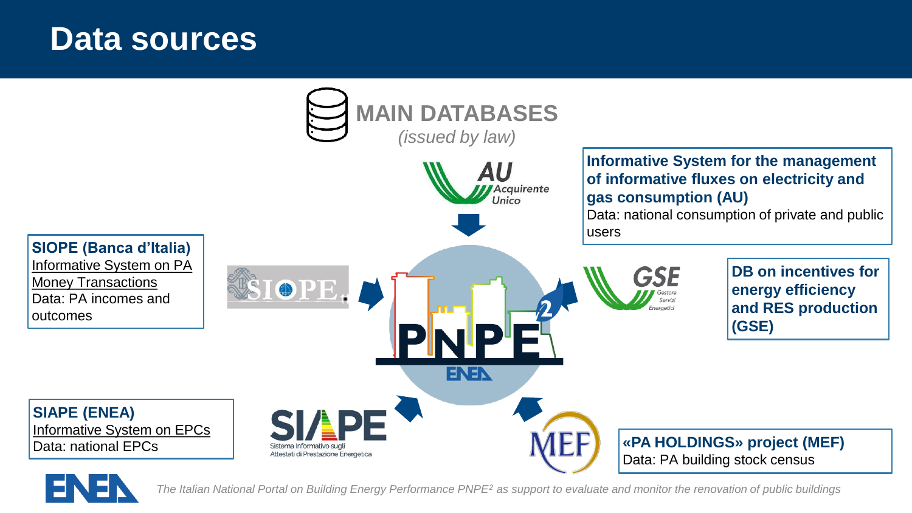# Data sources

**MAIN DATABASES**
*(issued by law)*

**Informative System for the management of informative fluxes on electricity and gas consumption (AU)**
Data: national consumption of private and public users

**SIOPE (Banca d'Italia)**
Informative System on PA Money Transactions
Data: PA incomes and outcomes

**DB on incentives for energy efficiency and RES production (GSE)**

**SIAPE (ENEA)**
Informative System on EPCs
Data: national EPCs

**«PA HOLDINGS» project (MEF)**
Data: PA building stock census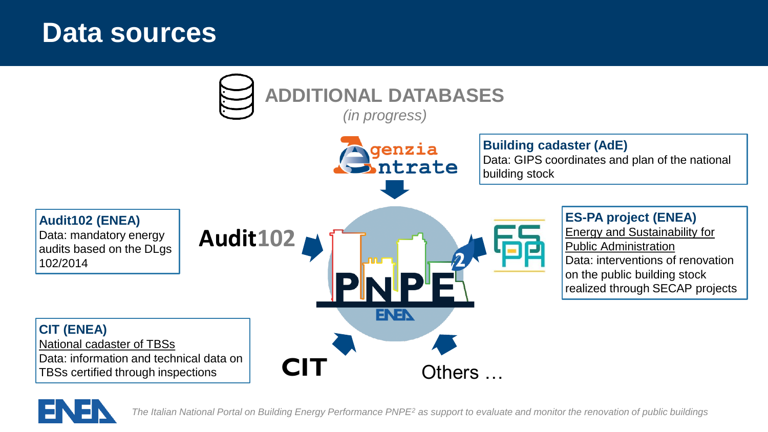# Data sources

## ADDITIONAL DATABASES

*(in progress)*

**Building cadaster (AdE)**
Data: GIPS coordinates and plan of the national building stock

**Audit102 (ENEA)**
Data: mandatory energy audits based on the DLgs 102/2014

**ES-PA project (ENEA)**
Energy and Sustainability for Public Administration
Data: interventions of renovation on the public building stock realized through SECAP projects

**CIT (ENEA)**
National cadaster of TBSs
Data: information and technical data on TBSs certified through inspections

Audit102

CIT

Others …

*The Italian National Portal on Building Energy Performance PNPE² as support to evaluate and monitor the renovation of public buildings*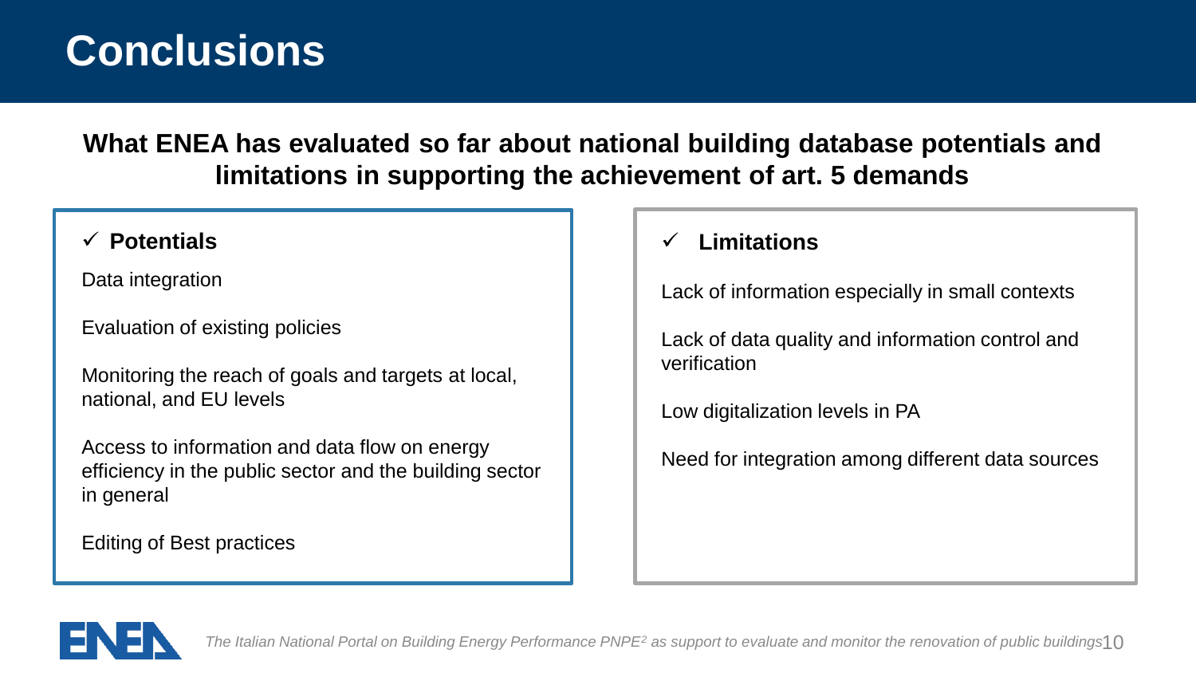# Conclusions

**What ENEA has evaluated so far about national building database potentials and limitations in supporting the achievement of art. 5 demands**

## ✓ Potentials

Data integration

Evaluation of existing policies

Monitoring the reach of goals and targets at local, national, and EU levels

Access to information and data flow on energy efficiency in the public sector and the building sector in general

Editing of Best practices

## ✓ Limitations

Lack of information especially in small contexts

Lack of data quality and information control and verification

Low digitalization levels in PA

Need for integration among different data sources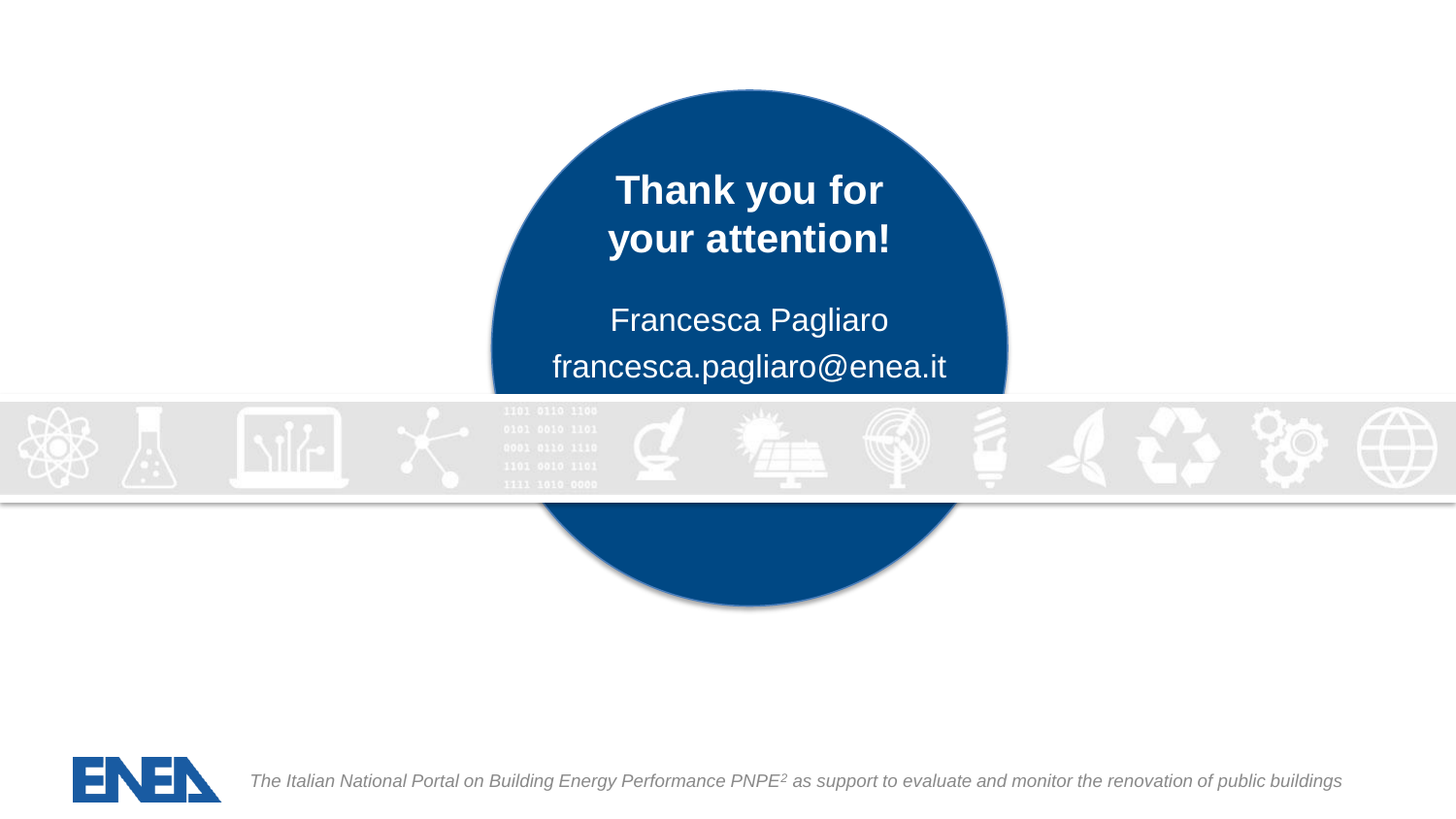# Thank you for your attention!

Francesca Pagliaro

francesca.pagliaro@enea.it